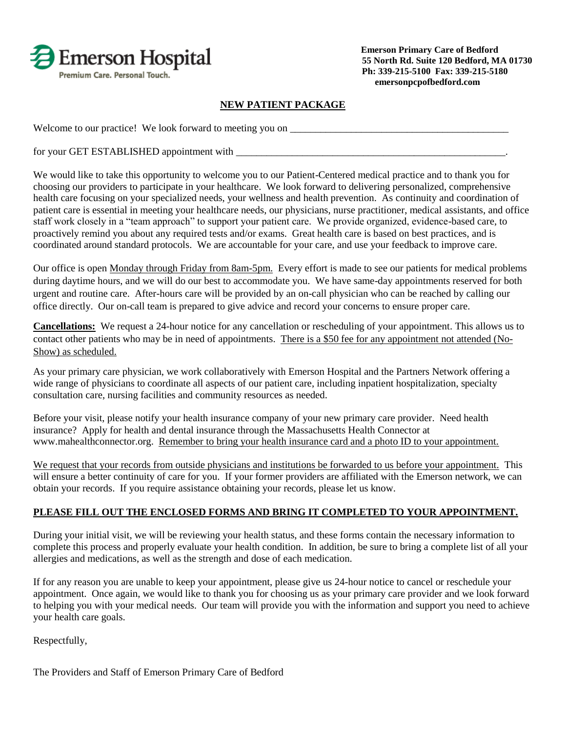Emerson Hospital
Premium Care. Personal Touch.

**Emerson Primary Care of Bedford**
**55 North Rd. Suite 120 Bedford, MA 01730**
**Ph: 339-215-5100 Fax: 339-215-5180**
**emersonpcpofbedford.com**

## NEW PATIENT PACKAGE

Welcome to our practice! We look forward to meeting you on ____________________________________________

for your GET ESTABLISHED appointment with ______________________________________________________.

We would like to take this opportunity to welcome you to our Patient-Centered medical practice and to thank you for choosing our providers to participate in your healthcare. We look forward to delivering personalized, comprehensive health care focusing on your specialized needs, your wellness and health prevention. As continuity and coordination of patient care is essential in meeting your healthcare needs, our physicians, nurse practitioner, medical assistants, and office staff work closely in a "team approach" to support your patient care. We provide organized, evidence-based care, to proactively remind you about any required tests and/or exams. Great health care is based on best practices, and is coordinated around standard protocols. We are accountable for your care, and use your feedback to improve care.

Our office is open Monday through Friday from 8am-5pm. Every effort is made to see our patients for medical problems during daytime hours, and we will do our best to accommodate you. We have same-day appointments reserved for both urgent and routine care. After-hours care will be provided by an on-call physician who can be reached by calling our office directly. Our on-call team is prepared to give advice and record your concerns to ensure proper care.

**Cancellations:** We request a 24-hour notice for any cancellation or rescheduling of your appointment. This allows us to contact other patients who may be in need of appointments. There is a $50 fee for any appointment not attended (No-Show) as scheduled.

As your primary care physician, we work collaboratively with Emerson Hospital and the Partners Network offering a wide range of physicians to coordinate all aspects of our patient care, including inpatient hospitalization, specialty consultation care, nursing facilities and community resources as needed.

Before your visit, please notify your health insurance company of your new primary care provider. Need health insurance? Apply for health and dental insurance through the Massachusetts Health Connector at www.mahealthconnector.org. Remember to bring your health insurance card and a photo ID to your appointment.

We request that your records from outside physicians and institutions be forwarded to us before your appointment. This will ensure a better continuity of care for you. If your former providers are affiliated with the Emerson network, we can obtain your records. If you require assistance obtaining your records, please let us know.

**PLEASE FILL OUT THE ENCLOSED FORMS AND BRING IT COMPLETED TO YOUR APPOINTMENT.**

During your initial visit, we will be reviewing your health status, and these forms contain the necessary information to complete this process and properly evaluate your health condition. In addition, be sure to bring a complete list of all your allergies and medications, as well as the strength and dose of each medication.

If for any reason you are unable to keep your appointment, please give us 24-hour notice to cancel or reschedule your appointment. Once again, we would like to thank you for choosing us as your primary care provider and we look forward to helping you with your medical needs. Our team will provide you with the information and support you need to achieve your health care goals.

Respectfully,

The Providers and Staff of Emerson Primary Care of Bedford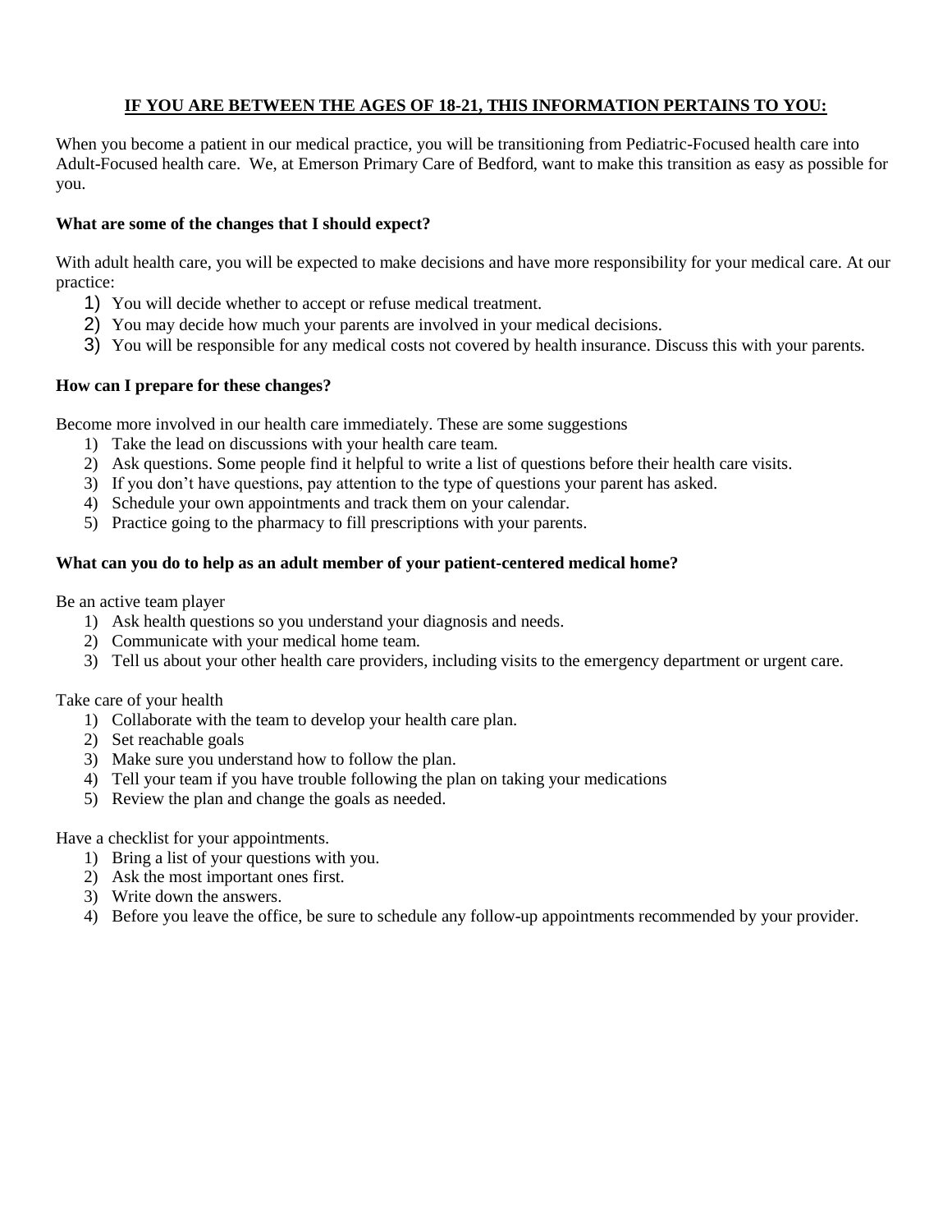**IF YOU ARE BETWEEN THE AGES OF 18-21, THIS INFORMATION PERTAINS TO YOU:**

When you become a patient in our medical practice, you will be transitioning from Pediatric-Focused health care into Adult-Focused health care. We, at Emerson Primary Care of Bedford, want to make this transition as easy as possible for you.

**What are some of the changes that I should expect?**

With adult health care, you will be expected to make decisions and have more responsibility for your medical care. At our practice:

1) You will decide whether to accept or refuse medical treatment.
2) You may decide how much your parents are involved in your medical decisions.
3) You will be responsible for any medical costs not covered by health insurance. Discuss this with your parents.

**How can I prepare for these changes?**

Become more involved in our health care immediately. These are some suggestions

1) Take the lead on discussions with your health care team.
2) Ask questions. Some people find it helpful to write a list of questions before their health care visits.
3) If you don't have questions, pay attention to the type of questions your parent has asked.
4) Schedule your own appointments and track them on your calendar.
5) Practice going to the pharmacy to fill prescriptions with your parents.

**What can you do to help as an adult member of your patient-centered medical home?**

Be an active team player

1) Ask health questions so you understand your diagnosis and needs.
2) Communicate with your medical home team.
3) Tell us about your other health care providers, including visits to the emergency department or urgent care.

Take care of your health

1) Collaborate with the team to develop your health care plan.
2) Set reachable goals
3) Make sure you understand how to follow the plan.
4) Tell your team if you have trouble following the plan on taking your medications
5) Review the plan and change the goals as needed.

Have a checklist for your appointments.

1) Bring a list of your questions with you.
2) Ask the most important ones first.
3) Write down the answers.
4) Before you leave the office, be sure to schedule any follow-up appointments recommended by your provider.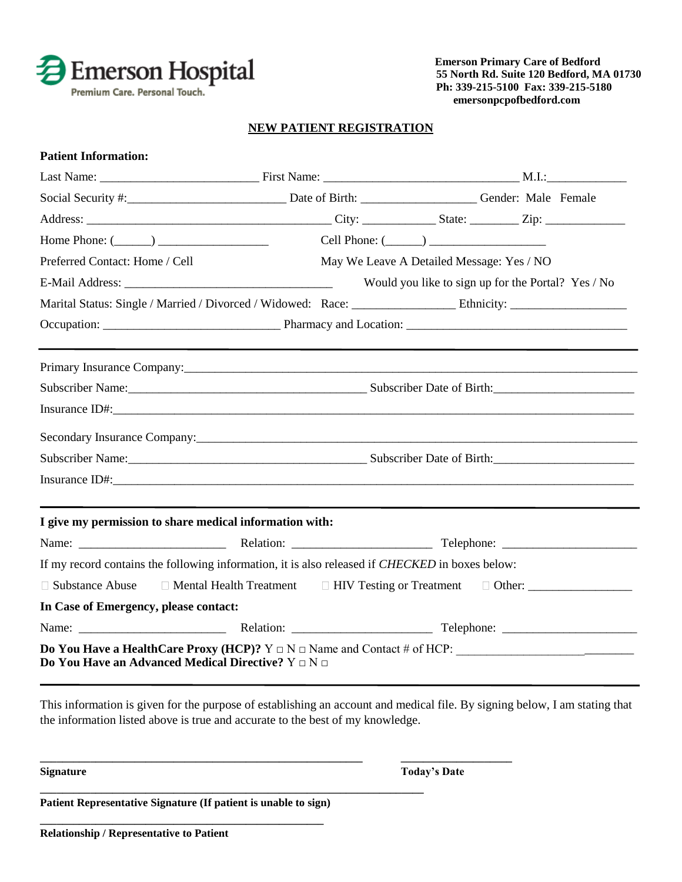Emerson Hospital
Premium Care. Personal Touch.

**Emerson Primary Care of Bedford**
**55 North Rd. Suite 120 Bedford, MA 01730**
**Ph: 339-215-5100 Fax: 339-215-5180**
**emersonpcpofbedford.com**

## NEW PATIENT REGISTRATION

**Patient Information:**

Last Name: ________________________ First Name: ____________________________ M.I.:___________

Social Security #:________________________ Date of Birth: _________________ Gender: Male Female

Address: _____________________________________ City: ___________ State: _______ Zip: ____________

Home Phone: (_____) ________________ Cell Phone: (_____) _________________

Preferred Contact: Home / Cell May We Leave A Detailed Message: Yes / NO

E-Mail Address: _______________________________ Would you like to sign up for the Portal? Yes / No

Marital Status: Single / Married / Divorced / Widowed: Race: _______________ Ethnicity: _________________

Occupation: ___________________________ Pharmacy and Location: __________________________________

---

Primary Insurance Company:_______________________________________________________________________

Subscriber Name:_____________________________________ Subscriber Date of Birth:_____________________

Insurance ID#:__________________________________________________________________________________

Secondary Insurance Company:_____________________________________________________________________

Subscriber Name:_____________________________________ Subscriber Date of Birth:_____________________

Insurance ID#:__________________________________________________________________________________

---

**I give my permission to share medical information with:**

Name: ______________________ Relation: _____________________ Telephone: ____________________

If my record contains the following information, it is also released if *CHECKED* in boxes below:

☐ Substance Abuse ☐ Mental Health Treatment ☐ HIV Testing or Treatment ☐ Other: _______________

**In Case of Emergency, please contact:**

Name: ______________________ Relation: _____________________ Telephone: ____________________

**Do You Have a HealthCare Proxy (HCP)?** Y □ N □ Name and Contact # of HCP: ___________________________
**Do You Have an Advanced Medical Directive?** Y □ N □

---

This information is given for the purpose of establishing an account and medical file. By signing below, I am stating that the information listed above is true and accurate to the best of my knowledge.

_________________________________________________ _________________
**Signature** **Today's Date**

___________________________________________________________
**Patient Representative Signature (If patient is unable to sign)**

____________________________________________
**Relationship / Representative to Patient**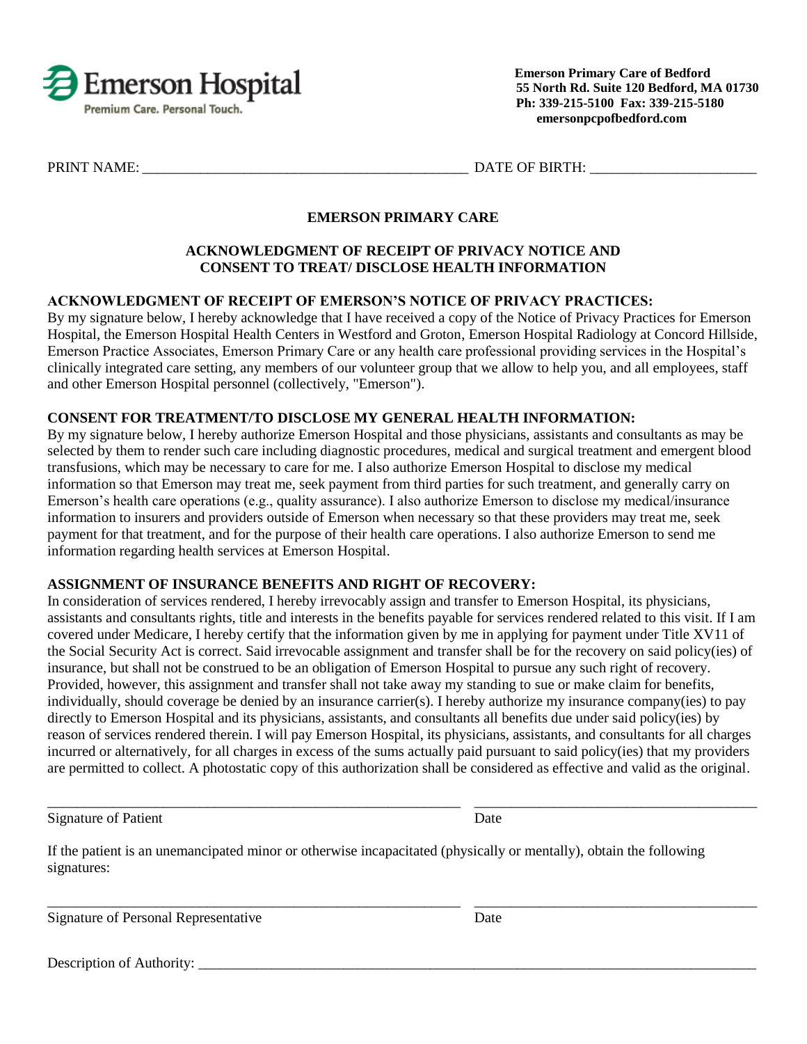**Emerson Hospital**
Premium Care. Personal Touch.

**Emerson Primary Care of Bedford**
**55 North Rd. Suite 120 Bedford, MA 01730**
**Ph: 339-215-5100 Fax: 339-215-5180**
**emersonpcpofbedford.com**

PRINT NAME: _____________________________________________ DATE OF BIRTH: ______________________

## EMERSON PRIMARY CARE

### ACKNOWLEDGMENT OF RECEIPT OF PRIVACY NOTICE AND CONSENT TO TREAT/ DISCLOSE HEALTH INFORMATION

**ACKNOWLEDGMENT OF RECEIPT OF EMERSON'S NOTICE OF PRIVACY PRACTICES:**
By my signature below, I hereby acknowledge that I have received a copy of the Notice of Privacy Practices for Emerson Hospital, the Emerson Hospital Health Centers in Westford and Groton, Emerson Hospital Radiology at Concord Hillside, Emerson Practice Associates, Emerson Primary Care or any health care professional providing services in the Hospital's clinically integrated care setting, any members of our volunteer group that we allow to help you, and all employees, staff and other Emerson Hospital personnel (collectively, "Emerson").

**CONSENT FOR TREATMENT/TO DISCLOSE MY GENERAL HEALTH INFORMATION:**
By my signature below, I hereby authorize Emerson Hospital and those physicians, assistants and consultants as may be selected by them to render such care including diagnostic procedures, medical and surgical treatment and emergent blood transfusions, which may be necessary to care for me. I also authorize Emerson Hospital to disclose my medical information so that Emerson may treat me, seek payment from third parties for such treatment, and generally carry on Emerson's health care operations (e.g., quality assurance). I also authorize Emerson to disclose my medical/insurance information to insurers and providers outside of Emerson when necessary so that these providers may treat me, seek payment for that treatment, and for the purpose of their health care operations. I also authorize Emerson to send me information regarding health services at Emerson Hospital.

**ASSIGNMENT OF INSURANCE BENEFITS AND RIGHT OF RECOVERY:**
In consideration of services rendered, I hereby irrevocably assign and transfer to Emerson Hospital, its physicians, assistants and consultants rights, title and interests in the benefits payable for services rendered related to this visit. If I am covered under Medicare, I hereby certify that the information given by me in applying for payment under Title XV11 of the Social Security Act is correct. Said irrevocable assignment and transfer shall be for the recovery on said policy(ies) of insurance, but shall not be construed to be an obligation of Emerson Hospital to pursue any such right of recovery. Provided, however, this assignment and transfer shall not take away my standing to sue or make claim for benefits, individually, should coverage be denied by an insurance carrier(s). I hereby authorize my insurance company(ies) to pay directly to Emerson Hospital and its physicians, assistants, and consultants all benefits due under said policy(ies) by reason of services rendered therein. I will pay Emerson Hospital, its physicians, assistants, and consultants for all charges incurred or alternatively, for all charges in excess of the sums actually paid pursuant to said policy(ies) that my providers are permitted to collect. A photostatic copy of this authorization shall be considered as effective and valid as the original.

_____________________________________________ _______________________________
Signature of Patient Date

If the patient is an unemancipated minor or otherwise incapacitated (physically or mentally), obtain the following signatures:

_____________________________________________ _______________________________
Signature of Personal Representative Date

Description of Authority: ________________________________________________________________________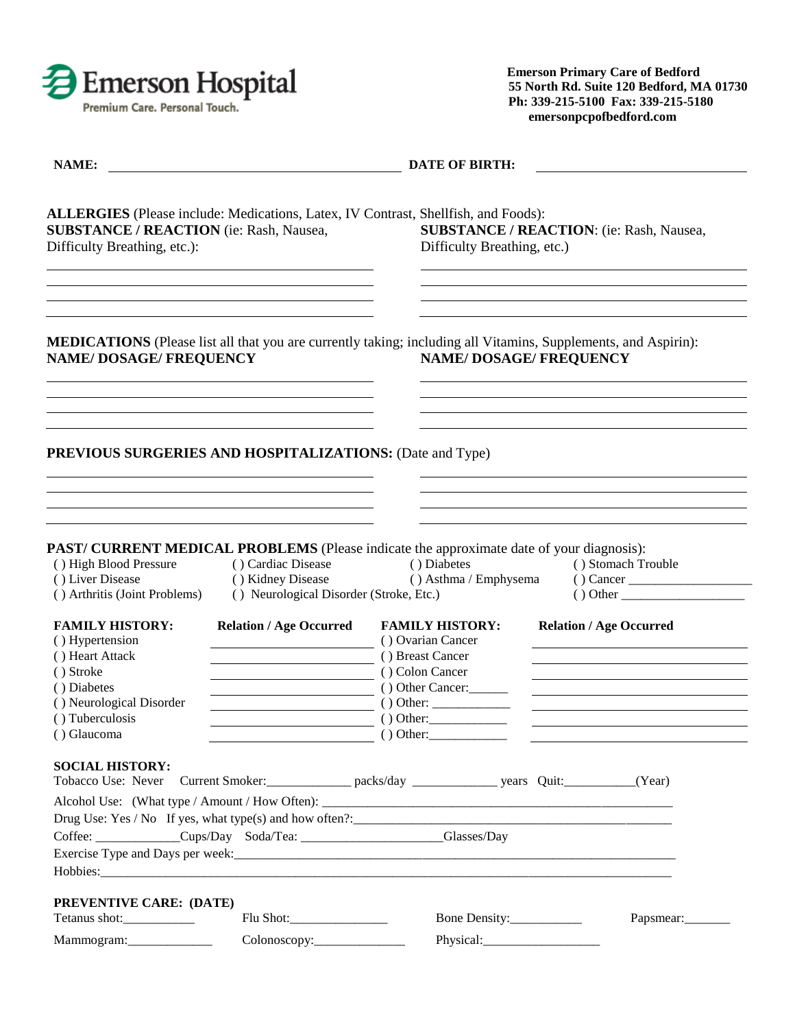**Emerson Hospital**
Premium Care. Personal Touch.

**Emerson Primary Care of Bedford**
**55 North Rd. Suite 120 Bedford, MA 01730**
**Ph: 339-215-5100 Fax: 339-215-5180**
**emersonpcpofbedford.com**

**NAME:** ______________________________ **DATE OF BIRTH:** ______________________

**ALLERGIES** (Please include: Medications, Latex, IV Contrast, Shellfish, and Foods):

**SUBSTANCE / REACTION** (ie: Rash, Nausea, Difficulty Breathing, etc.):

______________________________
______________________________
______________________________
______________________________

**SUBSTANCE / REACTION**: (ie: Rash, Nausea, Difficulty Breathing, etc.)

______________________________
______________________________
______________________________
______________________________

**MEDICATIONS** (Please list all that you are currently taking; including all Vitamins, Supplements, and Aspirin):

**NAME/ DOSAGE/ FREQUENCY**

______________________________
______________________________
______________________________
______________________________

**NAME/ DOSAGE/ FREQUENCY**

______________________________
______________________________
______________________________
______________________________

**PREVIOUS SURGERIES AND HOSPITALIZATIONS:** (Date and Type)

______________________________
______________________________
______________________________
______________________________

**PAST/ CURRENT MEDICAL PROBLEMS** (Please indicate the approximate date of your diagnosis):

( ) High Blood Pressure
( ) Cardiac Disease
( ) Diabetes
( ) Stomach Trouble
( ) Liver Disease
( ) Kidney Disease
( ) Asthma / Emphysema
( ) Cancer __________________
( ) Arthritis (Joint Problems)
( ) Neurological Disorder (Stroke, Etc.)
( ) Other __________________

| FAMILY HISTORY: | Relation / Age Occurred | FAMILY HISTORY: | Relation / Age Occurred |
|---|---|---|---|
| ( ) Hypertension | | ( ) Ovarian Cancer | |
| ( ) Heart Attack | | ( ) Breast Cancer | |
| ( ) Stroke | | ( ) Colon Cancer | |
| ( ) Diabetes | | ( ) Other Cancer:______ | |
| ( ) Neurological Disorder | | ( ) Other: ____________ | |
| ( ) Tuberculosis | | ( ) Other:____________ | |
| ( ) Glaucoma | | ( ) Other:____________ | |

**SOCIAL HISTORY:**

Tobacco Use: Never Current Smoker:_____________ packs/day _____________ years Quit:___________(Year)

Alcohol Use: (What type / Amount / How Often): ________________________________________

Drug Use: Yes / No If yes, what type(s) and how often?:____________________________________

Coffee: _____________Cups/Day Soda/Tea: _____________________Glasses/Day

Exercise Type and Days per week:____________________________________________________

Hobbies:______________________________________________________________________

**PREVENTIVE CARE: (DATE)**

Tetanus shot:___________ Flu Shot:_______________ Bone Density:___________ Papsmear:_______

Mammogram:_____________ Colonoscopy:______________ Physical:__________________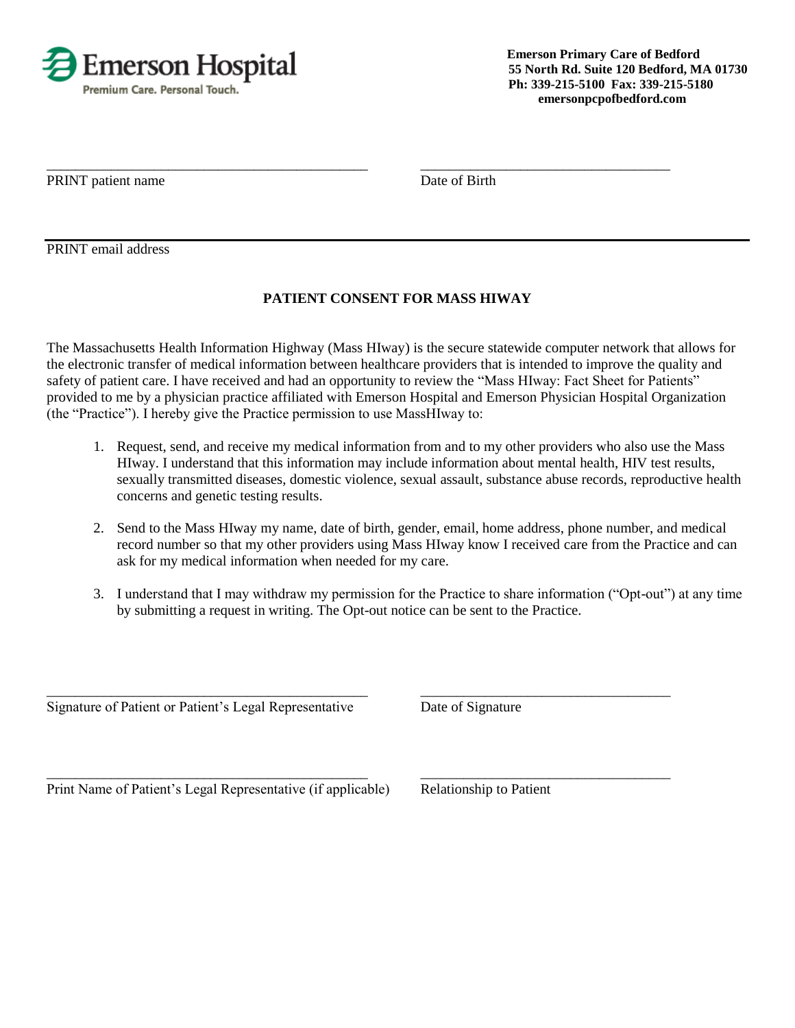Emerson Hospital
Premium Care. Personal Touch.

**Emerson Primary Care of Bedford**
**55 North Rd. Suite 120 Bedford, MA 01730**
**Ph: 339-215-5100 Fax: 339-215-5180**
**emersonpcpofbedford.com**

_______________________________________________ _____________________________________

PRINT patient name Date of Birth

_______________________________________________________________________________________

PRINT email address

**PATIENT CONSENT FOR MASS HIWAY**

The Massachusetts Health Information Highway (Mass HIway) is the secure statewide computer network that allows for the electronic transfer of medical information between healthcare providers that is intended to improve the quality and safety of patient care. I have received and had an opportunity to review the "Mass HIway: Fact Sheet for Patients" provided to me by a physician practice affiliated with Emerson Hospital and Emerson Physician Hospital Organization (the "Practice"). I hereby give the Practice permission to use MassHIway to:

1. Request, send, and receive my medical information from and to my other providers who also use the Mass HIway. I understand that this information may include information about mental health, HIV test results, sexually transmitted diseases, domestic violence, sexual assault, substance abuse records, reproductive health concerns and genetic testing results.

2. Send to the Mass HIway my name, date of birth, gender, email, home address, phone number, and medical record number so that my other providers using Mass HIway know I received care from the Practice and can ask for my medical information when needed for my care.

3. I understand that I may withdraw my permission for the Practice to share information ("Opt-out") at any time by submitting a request in writing. The Opt-out notice can be sent to the Practice.

_______________________________________________ _____________________________________

Signature of Patient or Patient's Legal Representative Date of Signature

_______________________________________________ _____________________________________

Print Name of Patient's Legal Representative (if applicable) Relationship to Patient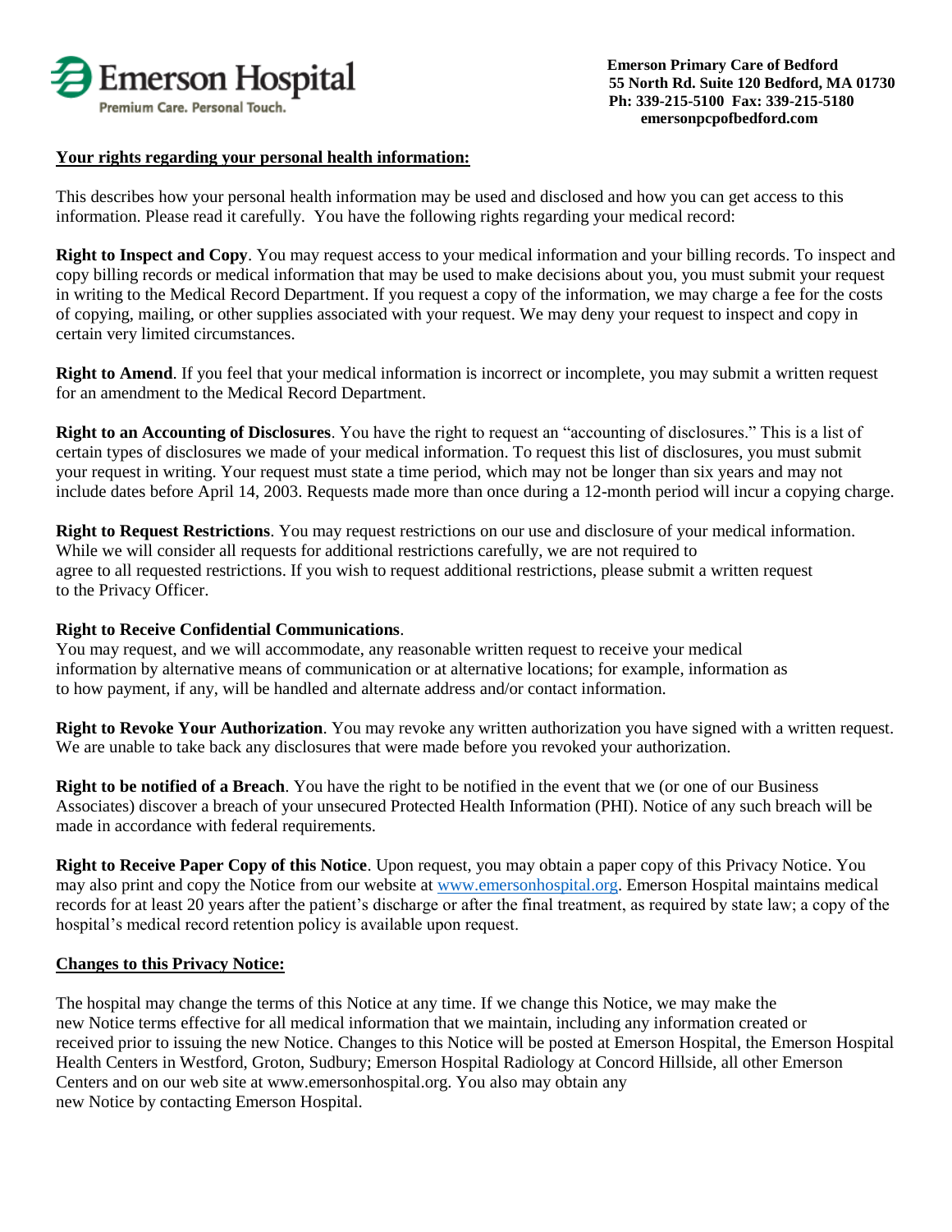Emerson Hospital
Premium Care. Personal Touch.

**Emerson Primary Care of Bedford**
**55 North Rd. Suite 120 Bedford, MA 01730**
**Ph: 339-215-5100 Fax: 339-215-5180**
**emersonpcpofbedford.com**

## Your rights regarding your personal health information:

This describes how your personal health information may be used and disclosed and how you can get access to this information. Please read it carefully. You have the following rights regarding your medical record:

**Right to Inspect and Copy**. You may request access to your medical information and your billing records. To inspect and copy billing records or medical information that may be used to make decisions about you, you must submit your request in writing to the Medical Record Department. If you request a copy of the information, we may charge a fee for the costs of copying, mailing, or other supplies associated with your request. We may deny your request to inspect and copy in certain very limited circumstances.

**Right to Amend**. If you feel that your medical information is incorrect or incomplete, you may submit a written request for an amendment to the Medical Record Department.

**Right to an Accounting of Disclosures**. You have the right to request an "accounting of disclosures." This is a list of certain types of disclosures we made of your medical information. To request this list of disclosures, you must submit your request in writing. Your request must state a time period, which may not be longer than six years and may not include dates before April 14, 2003. Requests made more than once during a 12-month period will incur a copying charge.

**Right to Request Restrictions**. You may request restrictions on our use and disclosure of your medical information. While we will consider all requests for additional restrictions carefully, we are not required to agree to all requested restrictions. If you wish to request additional restrictions, please submit a written request to the Privacy Officer.

**Right to Receive Confidential Communications**.
You may request, and we will accommodate, any reasonable written request to receive your medical information by alternative means of communication or at alternative locations; for example, information as to how payment, if any, will be handled and alternate address and/or contact information.

**Right to Revoke Your Authorization**. You may revoke any written authorization you have signed with a written request. We are unable to take back any disclosures that were made before you revoked your authorization.

**Right to be notified of a Breach**. You have the right to be notified in the event that we (or one of our Business Associates) discover a breach of your unsecured Protected Health Information (PHI). Notice of any such breach will be made in accordance with federal requirements.

**Right to Receive Paper Copy of this Notice**. Upon request, you may obtain a paper copy of this Privacy Notice. You may also print and copy the Notice from our website at www.emersonhospital.org. Emerson Hospital maintains medical records for at least 20 years after the patient's discharge or after the final treatment, as required by state law; a copy of the hospital's medical record retention policy is available upon request.

## Changes to this Privacy Notice:

The hospital may change the terms of this Notice at any time. If we change this Notice, we may make the new Notice terms effective for all medical information that we maintain, including any information created or received prior to issuing the new Notice. Changes to this Notice will be posted at Emerson Hospital, the Emerson Hospital Health Centers in Westford, Groton, Sudbury; Emerson Hospital Radiology at Concord Hillside, all other Emerson Centers and on our web site at www.emersonhospital.org. You also may obtain any new Notice by contacting Emerson Hospital.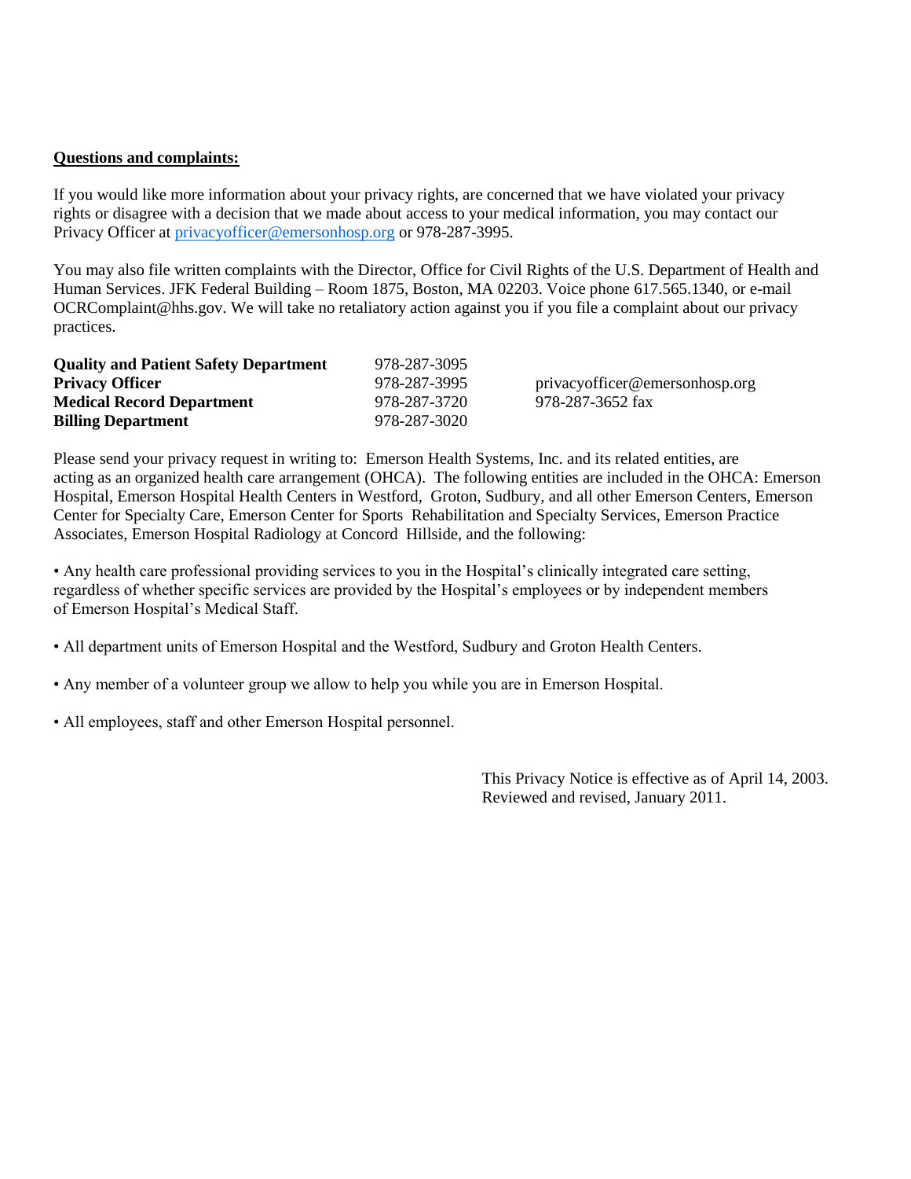**Questions and complaints:**

If you would like more information about your privacy rights, are concerned that we have violated your privacy rights or disagree with a decision that we made about access to your medical information, you may contact our Privacy Officer at privacyofficer@emersonhosp.org or 978-287-3995.

You may also file written complaints with the Director, Office for Civil Rights of the U.S. Department of Health and Human Services. JFK Federal Building – Room 1875, Boston, MA 02203. Voice phone 617.565.1340, or e-mail OCRComplaint@hhs.gov. We will take no retaliatory action against you if you file a complaint about our privacy practices.

| | | |
|---|---|---|
| **Quality and Patient Safety Department** | 978-287-3095 | |
| **Privacy Officer** | 978-287-3995 | privacyofficer@emersonhosp.org |
| **Medical Record Department** | 978-287-3720 | 978-287-3652 fax |
| **Billing Department** | 978-287-3020 | |

Please send your privacy request in writing to: Emerson Health Systems, Inc. and its related entities, are acting as an organized health care arrangement (OHCA). The following entities are included in the OHCA: Emerson Hospital, Emerson Hospital Health Centers in Westford, Groton, Sudbury, and all other Emerson Centers, Emerson Center for Specialty Care, Emerson Center for Sports Rehabilitation and Specialty Services, Emerson Practice Associates, Emerson Hospital Radiology at Concord Hillside, and the following:

- Any health care professional providing services to you in the Hospital's clinically integrated care setting, regardless of whether specific services are provided by the Hospital's employees or by independent members of Emerson Hospital's Medical Staff.
- All department units of Emerson Hospital and the Westford, Sudbury and Groton Health Centers.
- Any member of a volunteer group we allow to help you while you are in Emerson Hospital.
- All employees, staff and other Emerson Hospital personnel.

This Privacy Notice is effective as of April 14, 2003.
Reviewed and revised, January 2011.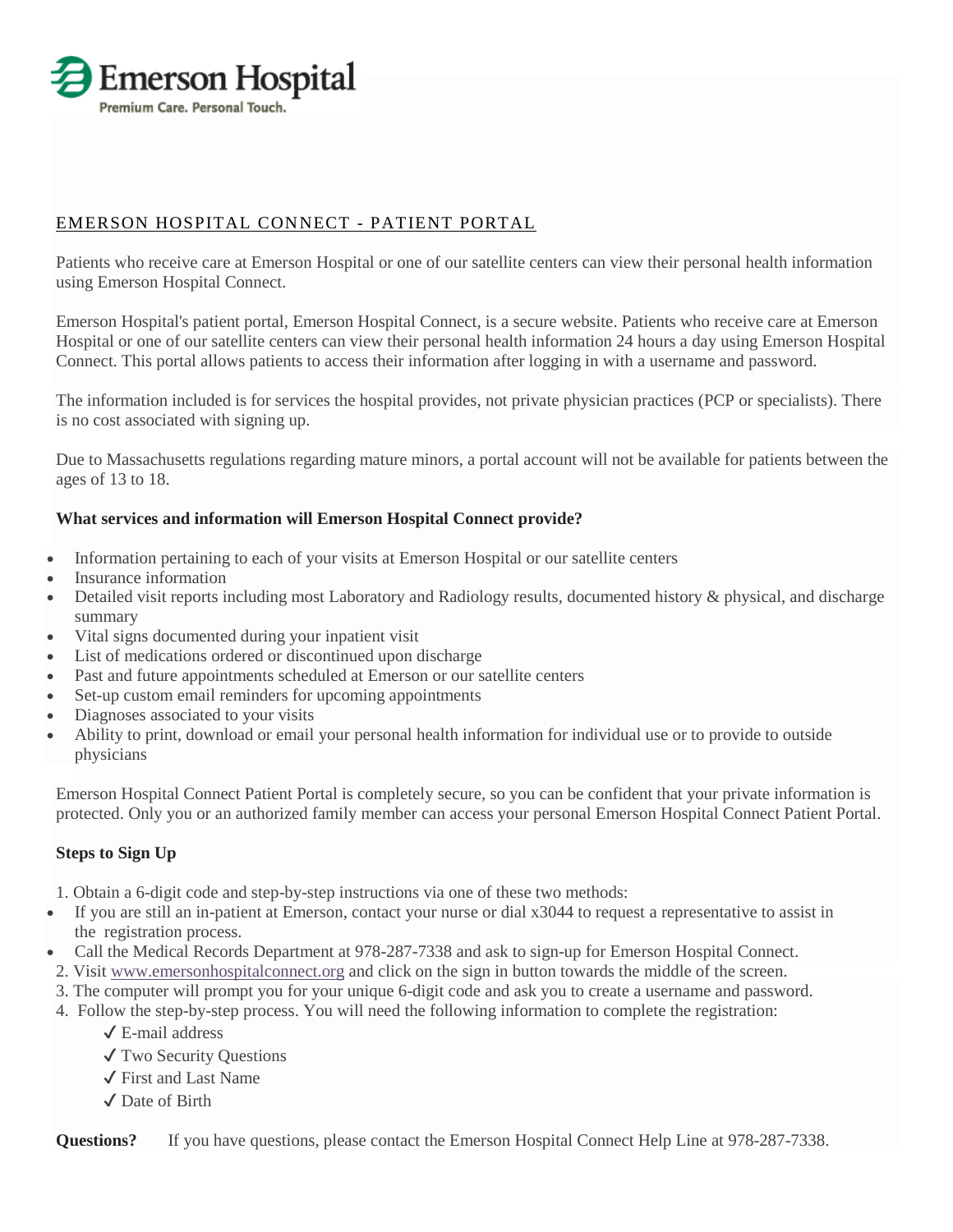Emerson Hospital

Premium Care. Personal Touch.

## EMERSON HOSPITAL CONNECT - PATIENT PORTAL

Patients who receive care at Emerson Hospital or one of our satellite centers can view their personal health information using Emerson Hospital Connect.

Emerson Hospital's patient portal, Emerson Hospital Connect, is a secure website. Patients who receive care at Emerson Hospital or one of our satellite centers can view their personal health information 24 hours a day using Emerson Hospital Connect. This portal allows patients to access their information after logging in with a username and password.

The information included is for services the hospital provides, not private physician practices (PCP or specialists). There is no cost associated with signing up.

Due to Massachusetts regulations regarding mature minors, a portal account will not be available for patients between the ages of 13 to 18.

**What services and information will Emerson Hospital Connect provide?**

- Information pertaining to each of your visits at Emerson Hospital or our satellite centers
- Insurance information
- Detailed visit reports including most Laboratory and Radiology results, documented history & physical, and discharge summary
- Vital signs documented during your inpatient visit
- List of medications ordered or discontinued upon discharge
- Past and future appointments scheduled at Emerson or our satellite centers
- Set-up custom email reminders for upcoming appointments
- Diagnoses associated to your visits
- Ability to print, download or email your personal health information for individual use or to provide to outside physicians

Emerson Hospital Connect Patient Portal is completely secure, so you can be confident that your private information is protected. Only you or an authorized family member can access your personal Emerson Hospital Connect Patient Portal.

**Steps to Sign Up**

1. Obtain a 6-digit code and step-by-step instructions via one of these two methods:
   - If you are still an in-patient at Emerson, contact your nurse or dial x3044 to request a representative to assist in the registration process.
   - Call the Medical Records Department at 978-287-7338 and ask to sign-up for Emerson Hospital Connect.
2. Visit www.emersonhospitalconnect.org and click on the sign in button towards the middle of the screen.
3. The computer will prompt you for your unique 6-digit code and ask you to create a username and password.
4. Follow the step-by-step process. You will need the following information to complete the registration:
   - ✓ E-mail address
   - ✓ Two Security Questions
   - ✓ First and Last Name
   - ✓ Date of Birth

**Questions?** If you have questions, please contact the Emerson Hospital Connect Help Line at 978-287-7338.